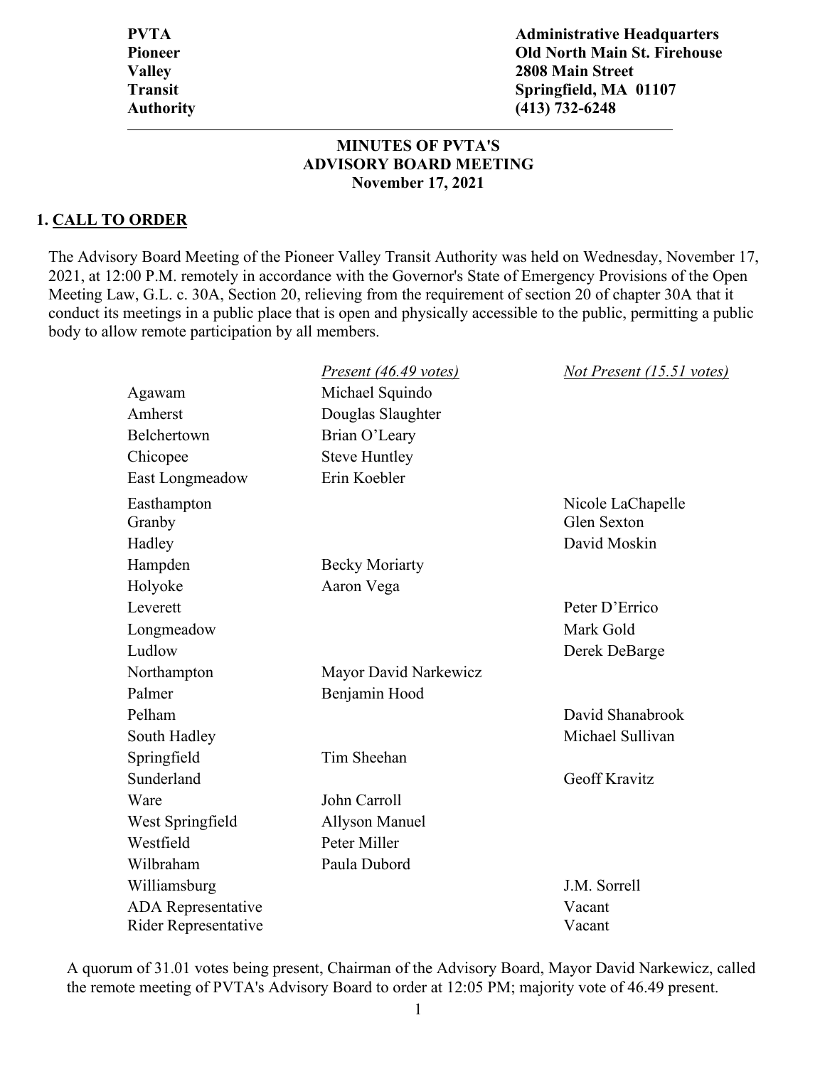**PVTA**
**Pioneer**
**Valley**
**Transit**
**Authority**

**Administrative Headquarters**
**Old North Main St. Firehouse**
**2808 Main Street**
**Springfield, MA 01107**
**(413) 732-6248**

---

## MINUTES OF PVTA'S ADVISORY BOARD MEETING
## November 17, 2021

### 1. CALL TO ORDER

The Advisory Board Meeting of the Pioneer Valley Transit Authority was held on Wednesday, November 17, 2021, at 12:00 P.M. remotely in accordance with the Governor's State of Emergency Provisions of the Open Meeting Law, G.L. c. 30A, Section 20, relieving from the requirement of section 20 of chapter 30A that it conduct its meetings in a public place that is open and physically accessible to the public, permitting a public body to allow remote participation by all members.

| | *Present (46.49 votes)* | *Not Present (15.51 votes)* |
|---|---|---|
| Agawam | Michael Squindo | |
| Amherst | Douglas Slaughter | |
| Belchertown | Brian O'Leary | |
| Chicopee | Steve Huntley | |
| East Longmeadow | Erin Koebler | |
| Easthampton | | Nicole LaChapelle |
| Granby | | Glen Sexton |
| Hadley | | David Moskin |
| Hampden | Becky Moriarty | |
| Holyoke | Aaron Vega | |
| Leverett | | Peter D'Errico |
| Longmeadow | | Mark Gold |
| Ludlow | | Derek DeBarge |
| Northampton | Mayor David Narkewicz | |
| Palmer | Benjamin Hood | |
| Pelham | | David Shanabrook |
| South Hadley | | Michael Sullivan |
| Springfield | Tim Sheehan | |
| Sunderland | | Geoff Kravitz |
| Ware | John Carroll | |
| West Springfield | Allyson Manuel | |
| Westfield | Peter Miller | |
| Wilbraham | Paula Dubord | |
| Williamsburg | | J.M. Sorrell |
| ADA Representative | | Vacant |
| Rider Representative | | Vacant |

A quorum of 31.01 votes being present, Chairman of the Advisory Board, Mayor David Narkewicz, called the remote meeting of PVTA's Advisory Board to order at 12:05 PM; majority vote of 46.49 present.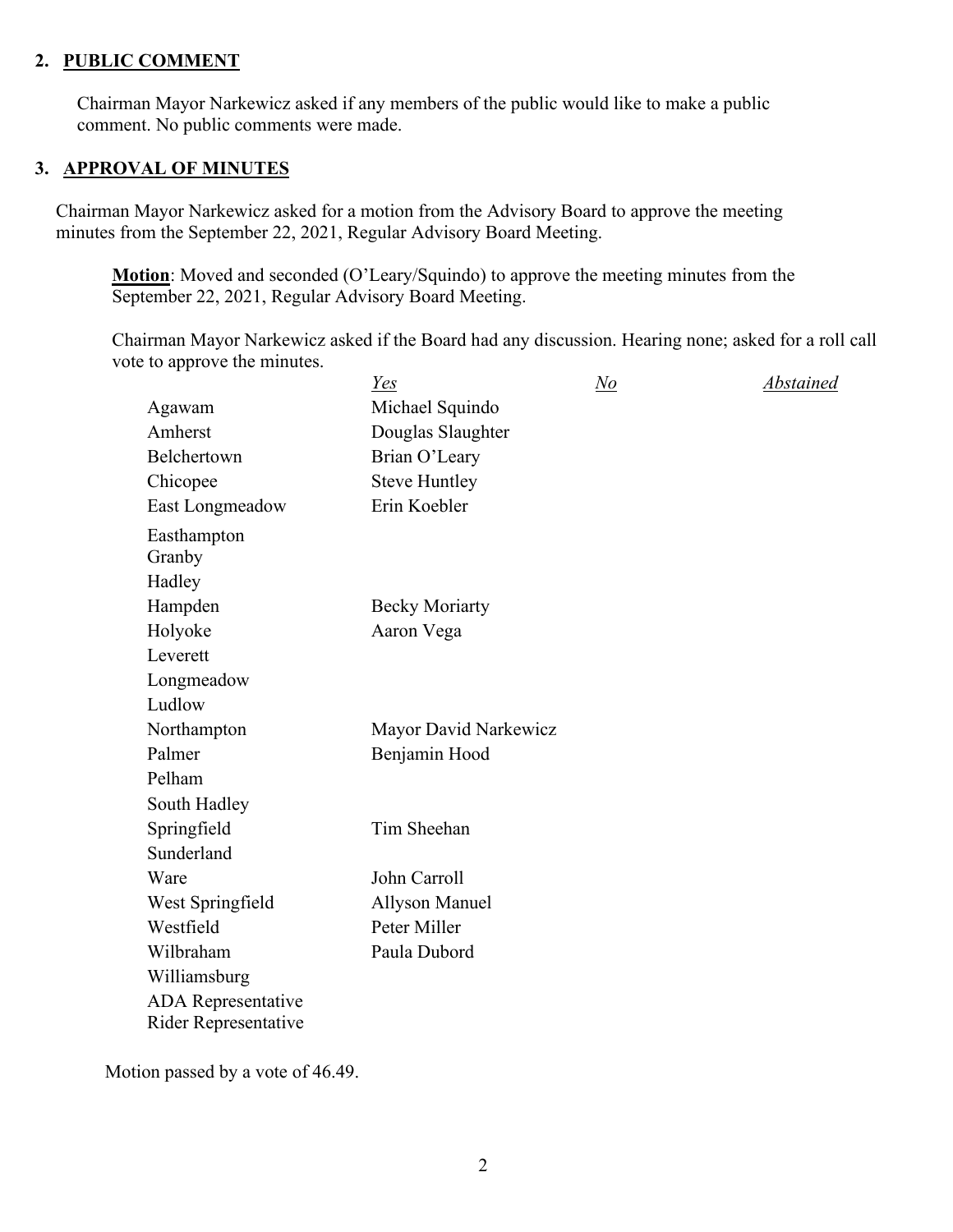## 2. PUBLIC COMMENT

Chairman Mayor Narkewicz asked if any members of the public would like to make a public comment. No public comments were made.

## 3. APPROVAL OF MINUTES

Chairman Mayor Narkewicz asked for a motion from the Advisory Board to approve the meeting minutes from the September 22, 2021, Regular Advisory Board Meeting.

**Motion**: Moved and seconded (O'Leary/Squindo) to approve the meeting minutes from the September 22, 2021, Regular Advisory Board Meeting.

Chairman Mayor Narkewicz asked if the Board had any discussion. Hearing none; asked for a roll call vote to approve the minutes.

| | *Yes* | *No* | *Abstained* |
|---|---|---|---|
| Agawam | Michael Squindo | | |
| Amherst | Douglas Slaughter | | |
| Belchertown | Brian O'Leary | | |
| Chicopee | Steve Huntley | | |
| East Longmeadow | Erin Koebler | | |
| Easthampton | | | |
| Granby | | | |
| Hadley | | | |
| Hampden | Becky Moriarty | | |
| Holyoke | Aaron Vega | | |
| Leverett | | | |
| Longmeadow | | | |
| Ludlow | | | |
| Northampton | Mayor David Narkewicz | | |
| Palmer | Benjamin Hood | | |
| Pelham | | | |
| South Hadley | | | |
| Springfield | Tim Sheehan | | |
| Sunderland | | | |
| Ware | John Carroll | | |
| West Springfield | Allyson Manuel | | |
| Westfield | Peter Miller | | |
| Wilbraham | Paula Dubord | | |
| Williamsburg | | | |
| ADA Representative | | | |
| Rider Representative | | | |

Motion passed by a vote of 46.49.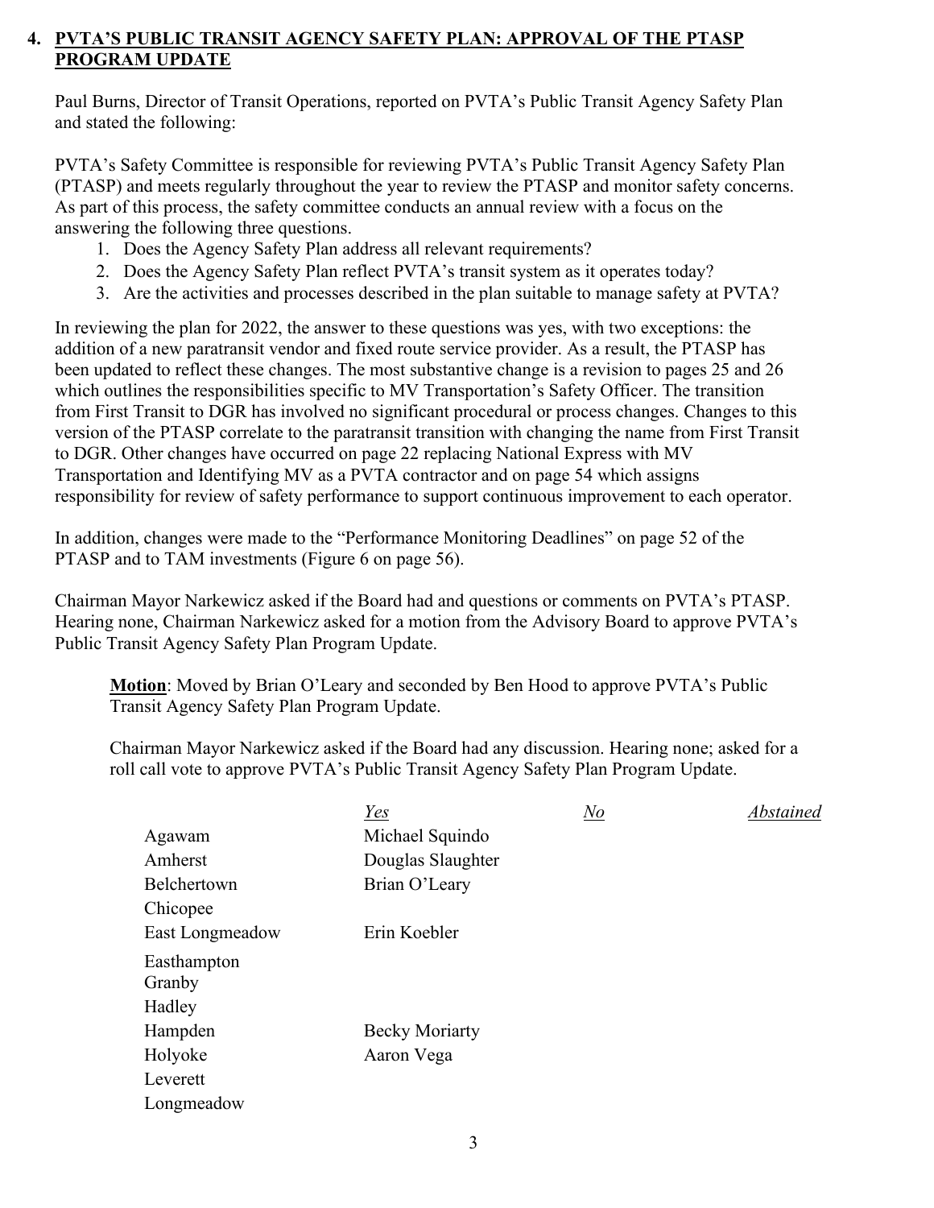## 4. PVTA'S PUBLIC TRANSIT AGENCY SAFETY PLAN: APPROVAL OF THE PTASP PROGRAM UPDATE

Paul Burns, Director of Transit Operations, reported on PVTA's Public Transit Agency Safety Plan and stated the following:

PVTA's Safety Committee is responsible for reviewing PVTA's Public Transit Agency Safety Plan (PTASP) and meets regularly throughout the year to review the PTASP and monitor safety concerns. As part of this process, the safety committee conducts an annual review with a focus on the answering the following three questions.

1. Does the Agency Safety Plan address all relevant requirements?
2. Does the Agency Safety Plan reflect PVTA's transit system as it operates today?
3. Are the activities and processes described in the plan suitable to manage safety at PVTA?

In reviewing the plan for 2022, the answer to these questions was yes, with two exceptions: the addition of a new paratransit vendor and fixed route service provider. As a result, the PTASP has been updated to reflect these changes. The most substantive change is a revision to pages 25 and 26 which outlines the responsibilities specific to MV Transportation's Safety Officer. The transition from First Transit to DGR has involved no significant procedural or process changes. Changes to this version of the PTASP correlate to the paratransit transition with changing the name from First Transit to DGR. Other changes have occurred on page 22 replacing National Express with MV Transportation and Identifying MV as a PVTA contractor and on page 54 which assigns responsibility for review of safety performance to support continuous improvement to each operator.

In addition, changes were made to the "Performance Monitoring Deadlines" on page 52 of the PTASP and to TAM investments (Figure 6 on page 56).

Chairman Mayor Narkewicz asked if the Board had and questions or comments on PVTA's PTASP. Hearing none, Chairman Narkewicz asked for a motion from the Advisory Board to approve PVTA's Public Transit Agency Safety Plan Program Update.

**Motion**: Moved by Brian O'Leary and seconded by Ben Hood to approve PVTA's Public Transit Agency Safety Plan Program Update.

Chairman Mayor Narkewicz asked if the Board had any discussion. Hearing none; asked for a roll call vote to approve PVTA's Public Transit Agency Safety Plan Program Update.

| | *Yes* | *No* | *Abstained* |
|---|---|---|---|
| Agawam | Michael Squindo | | |
| Amherst | Douglas Slaughter | | |
| Belchertown | Brian O'Leary | | |
| Chicopee | | | |
| East Longmeadow | Erin Koebler | | |
| Easthampton | | | |
| Granby | | | |
| Hadley | | | |
| Hampden | Becky Moriarty | | |
| Holyoke | Aaron Vega | | |
| Leverett | | | |
| Longmeadow | | | |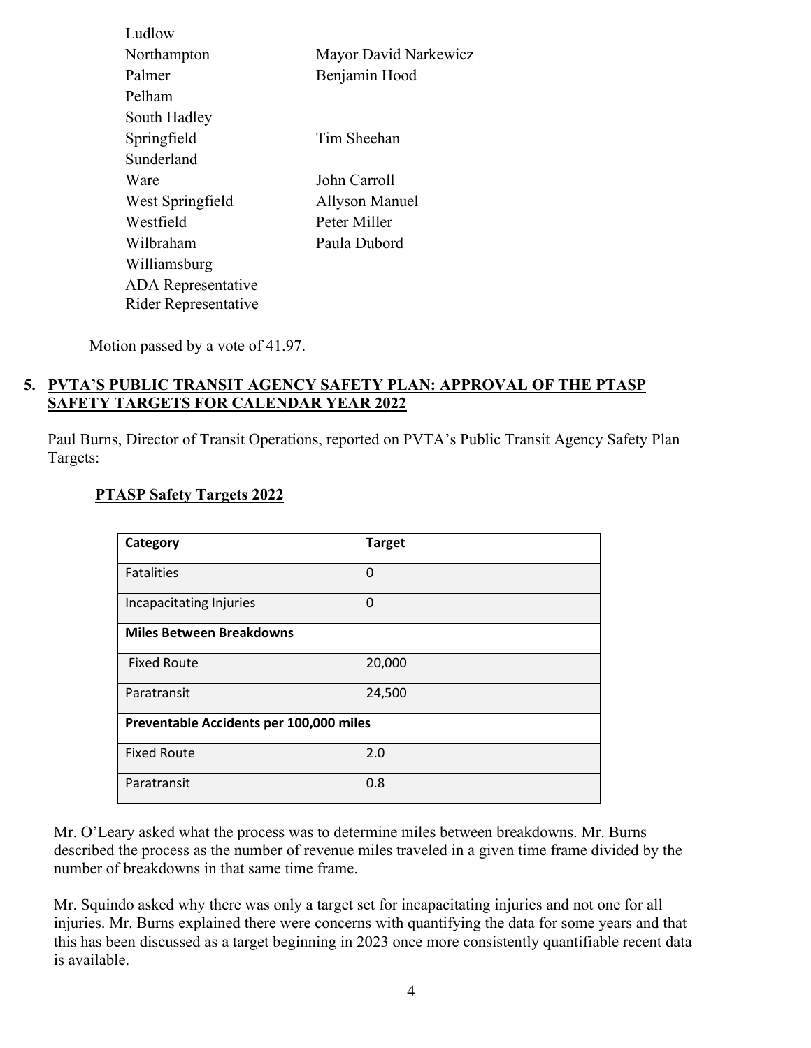| | |
|---|---|
| Ludlow | |
| Northampton | Mayor David Narkewicz |
| Palmer | Benjamin Hood |
| Pelham | |
| South Hadley | |
| Springfield | Tim Sheehan |
| Sunderland | |
| Ware | John Carroll |
| West Springfield | Allyson Manuel |
| Westfield | Peter Miller |
| Wilbraham | Paula Dubord |
| Williamsburg | |
| ADA Representative | |
| Rider Representative | |

Motion passed by a vote of 41.97.

## 5. PVTA'S PUBLIC TRANSIT AGENCY SAFETY PLAN: APPROVAL OF THE PTASP SAFETY TARGETS FOR CALENDAR YEAR 2022

Paul Burns, Director of Transit Operations, reported on PVTA's Public Transit Agency Safety Plan Targets:

**PTASP Safety Targets 2022**

| Category | Target |
|---|---|
| Fatalities | 0 |
| Incapacitating Injuries | 0 |
| **Miles Between Breakdowns** | |
| Fixed Route | 20,000 |
| Paratransit | 24,500 |
| **Preventable Accidents per 100,000 miles** | |
| Fixed Route | 2.0 |
| Paratransit | 0.8 |

Mr. O'Leary asked what the process was to determine miles between breakdowns. Mr. Burns described the process as the number of revenue miles traveled in a given time frame divided by the number of breakdowns in that same time frame.

Mr. Squindo asked why there was only a target set for incapacitating injuries and not one for all injuries. Mr. Burns explained there were concerns with quantifying the data for some years and that this has been discussed as a target beginning in 2023 once more consistently quantifiable recent data is available.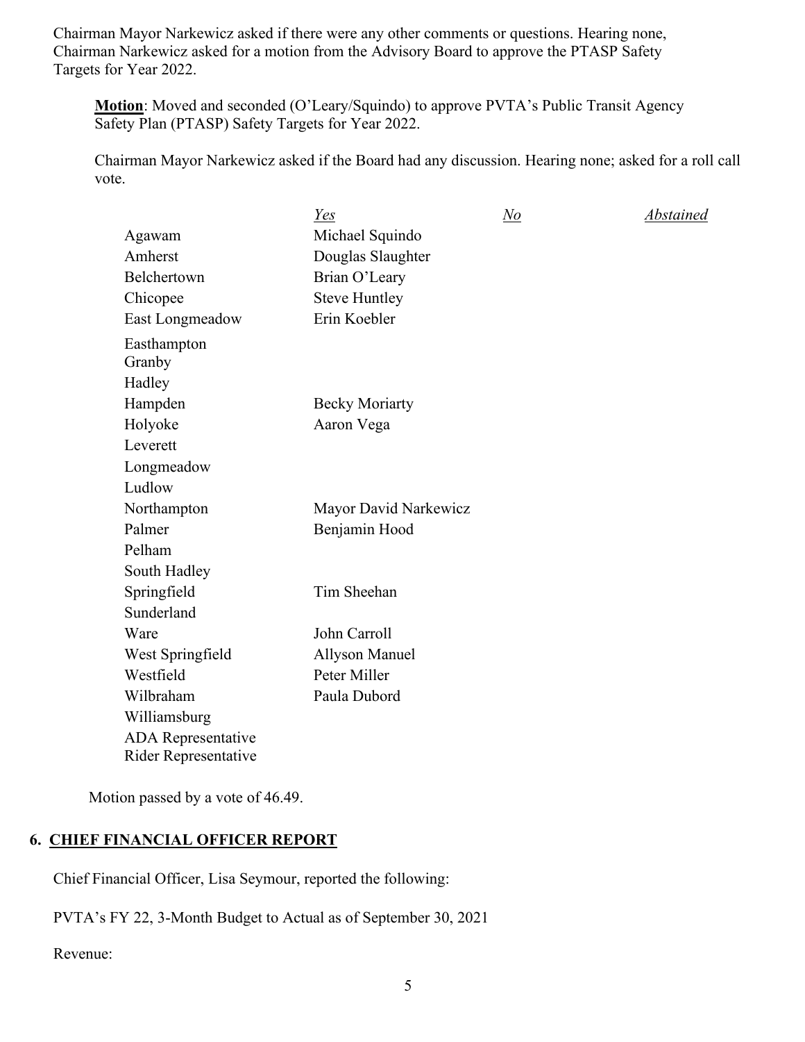Chairman Mayor Narkewicz asked if there were any other comments or questions. Hearing none, Chairman Narkewicz asked for a motion from the Advisory Board to approve the PTASP Safety Targets for Year 2022.

**Motion**: Moved and seconded (O'Leary/Squindo) to approve PVTA's Public Transit Agency Safety Plan (PTASP) Safety Targets for Year 2022.

Chairman Mayor Narkewicz asked if the Board had any discussion. Hearing none; asked for a roll call vote.

| | *Yes* | *No* | *Abstained* |
|---|---|---|---|
| Agawam | Michael Squindo | | |
| Amherst | Douglas Slaughter | | |
| Belchertown | Brian O'Leary | | |
| Chicopee | Steve Huntley | | |
| East Longmeadow | Erin Koebler | | |
| Easthampton | | | |
| Granby | | | |
| Hadley | | | |
| Hampden | Becky Moriarty | | |
| Holyoke | Aaron Vega | | |
| Leverett | | | |
| Longmeadow | | | |
| Ludlow | | | |
| Northampton | Mayor David Narkewicz | | |
| Palmer | Benjamin Hood | | |
| Pelham | | | |
| South Hadley | | | |
| Springfield | Tim Sheehan | | |
| Sunderland | | | |
| Ware | John Carroll | | |
| West Springfield | Allyson Manuel | | |
| Westfield | Peter Miller | | |
| Wilbraham | Paula Dubord | | |
| Williamsburg | | | |
| ADA Representative | | | |
| Rider Representative | | | |

Motion passed by a vote of 46.49.

## 6. CHIEF FINANCIAL OFFICER REPORT

Chief Financial Officer, Lisa Seymour, reported the following:

PVTA's FY 22, 3-Month Budget to Actual as of September 30, 2021

Revenue: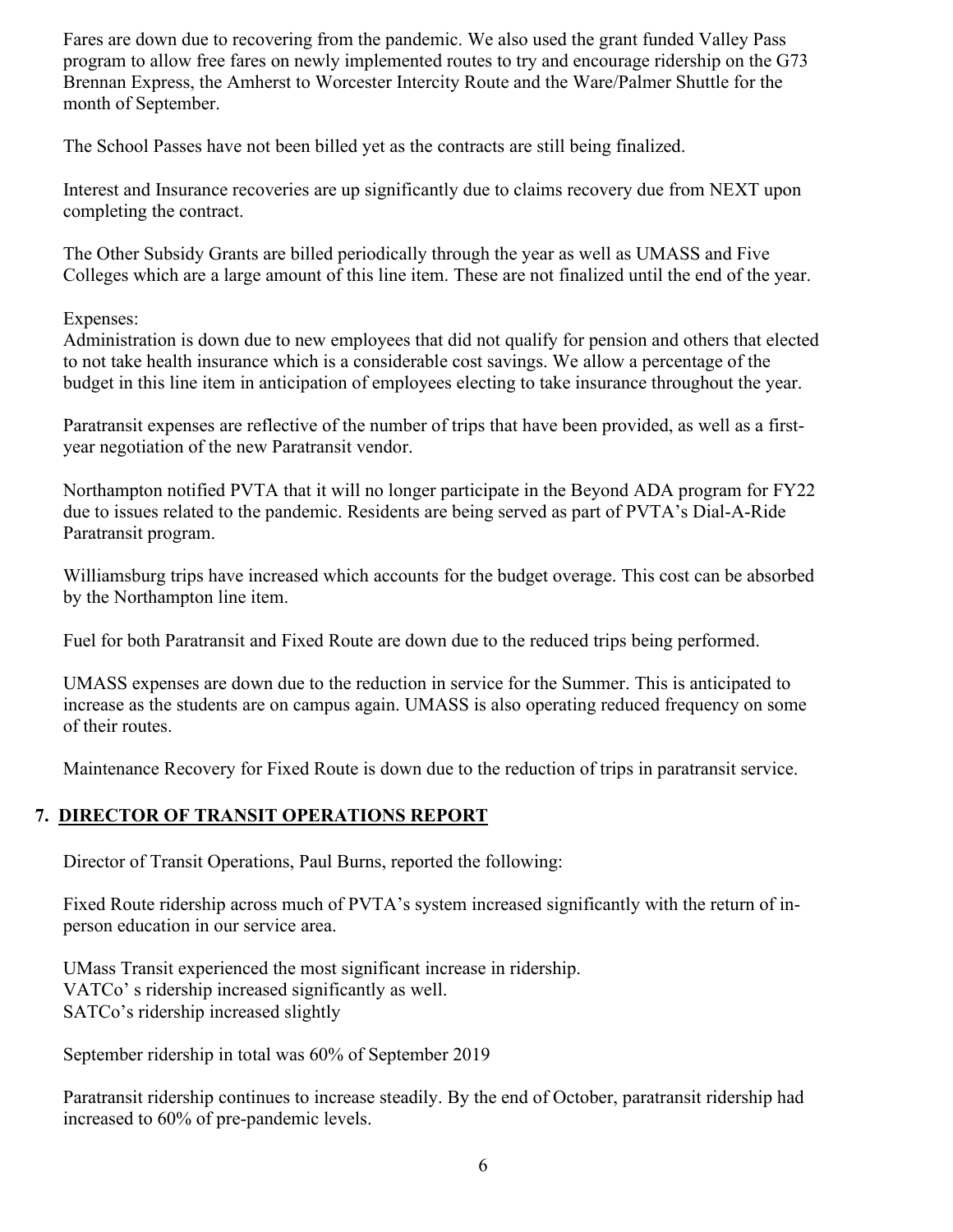Fares are down due to recovering from the pandemic. We also used the grant funded Valley Pass program to allow free fares on newly implemented routes to try and encourage ridership on the G73 Brennan Express, the Amherst to Worcester Intercity Route and the Ware/Palmer Shuttle for the month of September.

The School Passes have not been billed yet as the contracts are still being finalized.

Interest and Insurance recoveries are up significantly due to claims recovery due from NEXT upon completing the contract.

The Other Subsidy Grants are billed periodically through the year as well as UMASS and Five Colleges which are a large amount of this line item. These are not finalized until the end of the year.

Expenses:
Administration is down due to new employees that did not qualify for pension and others that elected to not take health insurance which is a considerable cost savings. We allow a percentage of the budget in this line item in anticipation of employees electing to take insurance throughout the year.

Paratransit expenses are reflective of the number of trips that have been provided, as well as a first-year negotiation of the new Paratransit vendor.

Northampton notified PVTA that it will no longer participate in the Beyond ADA program for FY22 due to issues related to the pandemic. Residents are being served as part of PVTA's Dial-A-Ride Paratransit program.

Williamsburg trips have increased which accounts for the budget overage. This cost can be absorbed by the Northampton line item.

Fuel for both Paratransit and Fixed Route are down due to the reduced trips being performed.

UMASS expenses are down due to the reduction in service for the Summer. This is anticipated to increase as the students are on campus again. UMASS is also operating reduced frequency on some of their routes.

Maintenance Recovery for Fixed Route is down due to the reduction of trips in paratransit service.

## 7. DIRECTOR OF TRANSIT OPERATIONS REPORT

Director of Transit Operations, Paul Burns, reported the following:

Fixed Route ridership across much of PVTA's system increased significantly with the return of in-person education in our service area.

UMass Transit experienced the most significant increase in ridership.
VATCo' s ridership increased significantly as well.
SATCo's ridership increased slightly

September ridership in total was 60% of September 2019

Paratransit ridership continues to increase steadily. By the end of October, paratransit ridership had increased to 60% of pre-pandemic levels.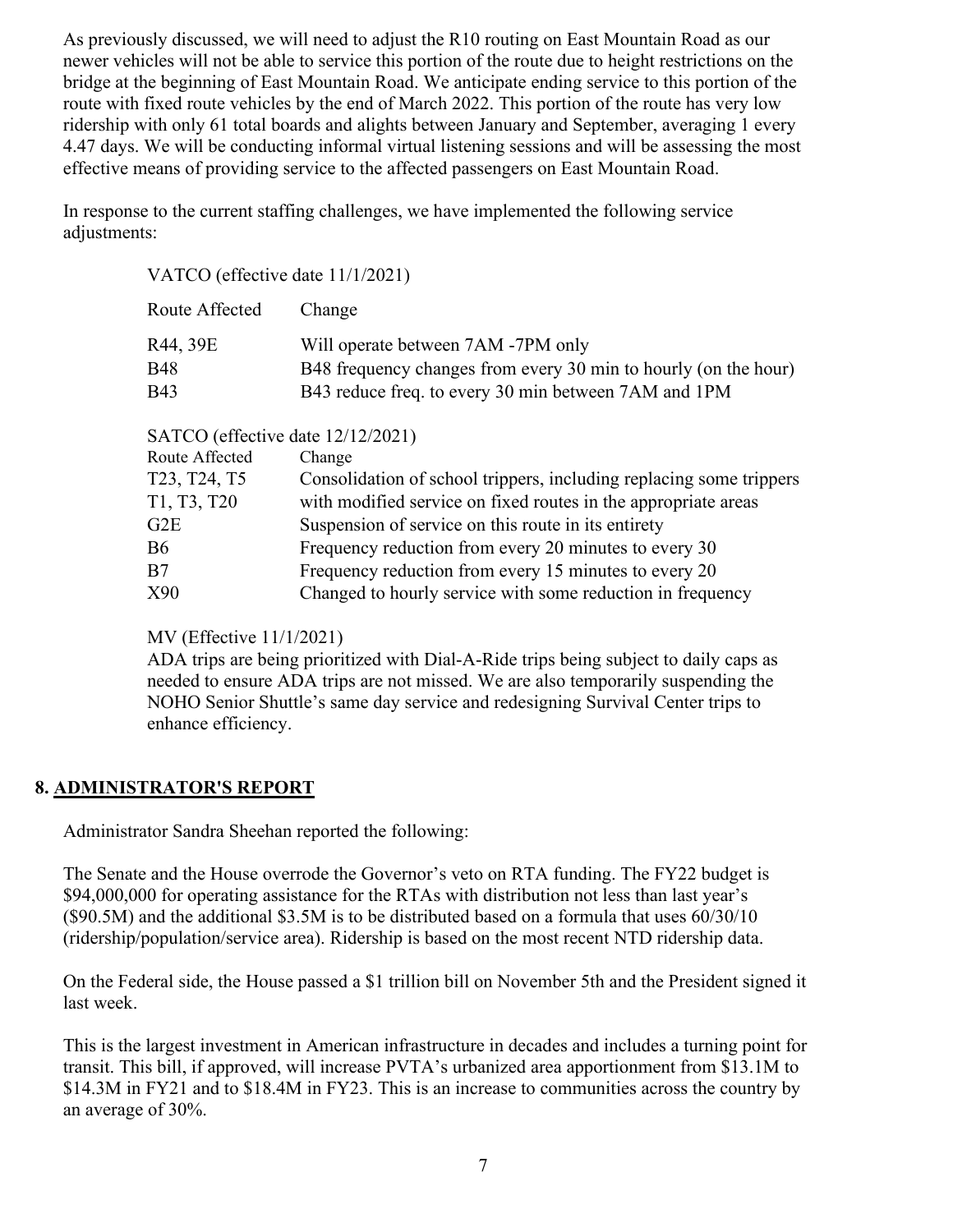As previously discussed, we will need to adjust the R10 routing on East Mountain Road as our newer vehicles will not be able to service this portion of the route due to height restrictions on the bridge at the beginning of East Mountain Road. We anticipate ending service to this portion of the route with fixed route vehicles by the end of March 2022. This portion of the route has very low ridership with only 61 total boards and alights between January and September, averaging 1 every 4.47 days. We will be conducting informal virtual listening sessions and will be assessing the most effective means of providing service to the affected passengers on East Mountain Road.

In response to the current staffing challenges, we have implemented the following service adjustments:

VATCO (effective date 11/1/2021)

| Route Affected | Change |
|---|---|
| R44, 39E | Will operate between 7AM -7PM only |
| B48 | B48 frequency changes from every 30 min to hourly (on the hour) |
| B43 | B43 reduce freq. to every 30 min between 7AM and 1PM |

SATCO (effective date 12/12/2021)

| Route Affected | Change |
|---|---|
| T23, T24, T5 | Consolidation of school trippers, including replacing some trippers |
| T1, T3, T20 | with modified service on fixed routes in the appropriate areas |
| G2E | Suspension of service on this route in its entirety |
| B6 | Frequency reduction from every 20 minutes to every 30 |
| B7 | Frequency reduction from every 15 minutes to every 20 |
| X90 | Changed to hourly service with some reduction in frequency |

MV (Effective 11/1/2021)

ADA trips are being prioritized with Dial-A-Ride trips being subject to daily caps as needed to ensure ADA trips are not missed. We are also temporarily suspending the NOHO Senior Shuttle's same day service and redesigning Survival Center trips to enhance efficiency.

## 8. ADMINISTRATOR'S REPORT

Administrator Sandra Sheehan reported the following:

The Senate and the House overrode the Governor's veto on RTA funding. The FY22 budget is $94,000,000 for operating assistance for the RTAs with distribution not less than last year's ($90.5M) and the additional $3.5M is to be distributed based on a formula that uses 60/30/10 (ridership/population/service area). Ridership is based on the most recent NTD ridership data.

On the Federal side, the House passed a $1 trillion bill on November 5th and the President signed it last week.

This is the largest investment in American infrastructure in decades and includes a turning point for transit. This bill, if approved, will increase PVTA's urbanized area apportionment from $13.1M to $14.3M in FY21 and to $18.4M in FY23. This is an increase to communities across the country by an average of 30%.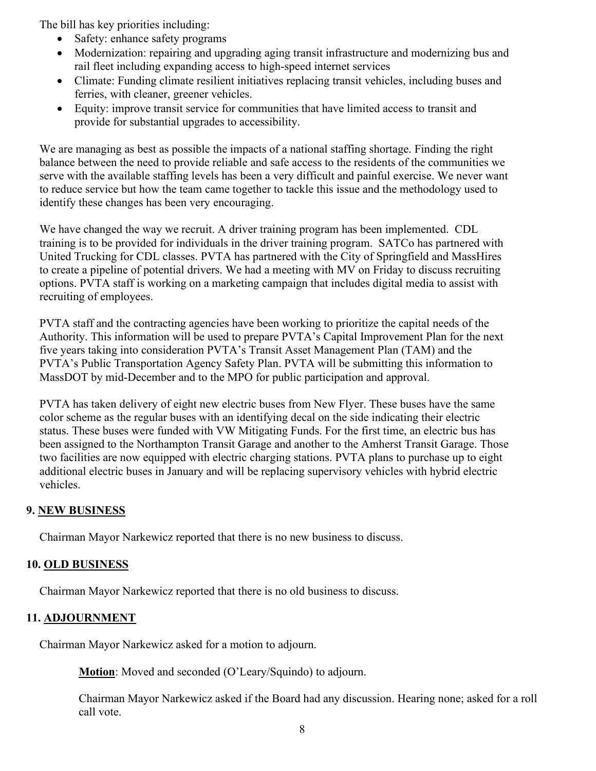The bill has key priorities including:

- Safety: enhance safety programs
- Modernization: repairing and upgrading aging transit infrastructure and modernizing bus and rail fleet including expanding access to high-speed internet services
- Climate: Funding climate resilient initiatives replacing transit vehicles, including buses and ferries, with cleaner, greener vehicles.
- Equity: improve transit service for communities that have limited access to transit and provide for substantial upgrades to accessibility.

We are managing as best as possible the impacts of a national staffing shortage. Finding the right balance between the need to provide reliable and safe access to the residents of the communities we serve with the available staffing levels has been a very difficult and painful exercise. We never want to reduce service but how the team came together to tackle this issue and the methodology used to identify these changes has been very encouraging.

We have changed the way we recruit. A driver training program has been implemented. CDL training is to be provided for individuals in the driver training program. SATCo has partnered with United Trucking for CDL classes. PVTA has partnered with the City of Springfield and MassHires to create a pipeline of potential drivers. We had a meeting with MV on Friday to discuss recruiting options. PVTA staff is working on a marketing campaign that includes digital media to assist with recruiting of employees.

PVTA staff and the contracting agencies have been working to prioritize the capital needs of the Authority. This information will be used to prepare PVTA's Capital Improvement Plan for the next five years taking into consideration PVTA's Transit Asset Management Plan (TAM) and the PVTA's Public Transportation Agency Safety Plan. PVTA will be submitting this information to MassDOT by mid-December and to the MPO for public participation and approval.

PVTA has taken delivery of eight new electric buses from New Flyer. These buses have the same color scheme as the regular buses with an identifying decal on the side indicating their electric status. These buses were funded with VW Mitigating Funds. For the first time, an electric bus has been assigned to the Northampton Transit Garage and another to the Amherst Transit Garage. Those two facilities are now equipped with electric charging stations. PVTA plans to purchase up to eight additional electric buses in January and will be replacing supervisory vehicles with hybrid electric vehicles.

## 9. NEW BUSINESS

Chairman Mayor Narkewicz reported that there is no new business to discuss.

## 10. OLD BUSINESS

Chairman Mayor Narkewicz reported that there is no old business to discuss.

## 11. ADJOURNMENT

Chairman Mayor Narkewicz asked for a motion to adjourn.

> **Motion**: Moved and seconded (O'Leary/Squindo) to adjourn.
>
> Chairman Mayor Narkewicz asked if the Board had any discussion. Hearing none; asked for a roll call vote.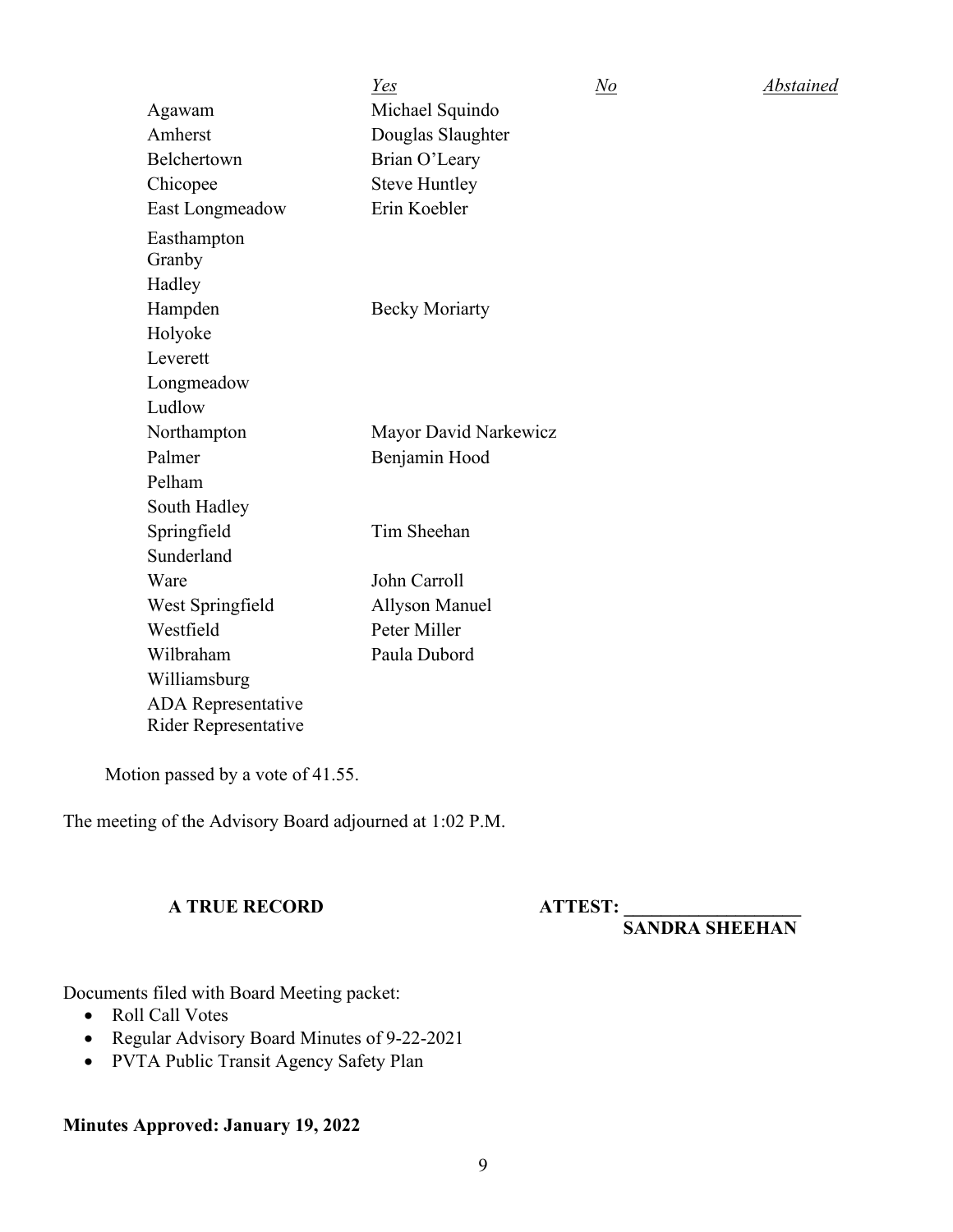| | *Yes* | *No* | *Abstained* |
|---|---|---|---|
| Agawam | Michael Squindo | | |
| Amherst | Douglas Slaughter | | |
| Belchertown | Brian O'Leary | | |
| Chicopee | Steve Huntley | | |
| East Longmeadow | Erin Koebler | | |
| Easthampton | | | |
| Granby | | | |
| Hadley | | | |
| Hampden | Becky Moriarty | | |
| Holyoke | | | |
| Leverett | | | |
| Longmeadow | | | |
| Ludlow | | | |
| Northampton | Mayor David Narkewicz | | |
| Palmer | Benjamin Hood | | |
| Pelham | | | |
| South Hadley | | | |
| Springfield | Tim Sheehan | | |
| Sunderland | | | |
| Ware | John Carroll | | |
| West Springfield | Allyson Manuel | | |
| Westfield | Peter Miller | | |
| Wilbraham | Paula Dubord | | |
| Williamsburg | | | |
| ADA Representative | | | |
| Rider Representative | | | |

Motion passed by a vote of 41.55.

The meeting of the Advisory Board adjourned at 1:02 P.M.

**A TRUE RECORD** **ATTEST: ___________________**
**SANDRA SHEEHAN**

Documents filed with Board Meeting packet:

- Roll Call Votes
- Regular Advisory Board Minutes of 9-22-2021
- PVTA Public Transit Agency Safety Plan

**Minutes Approved: January 19, 2022**